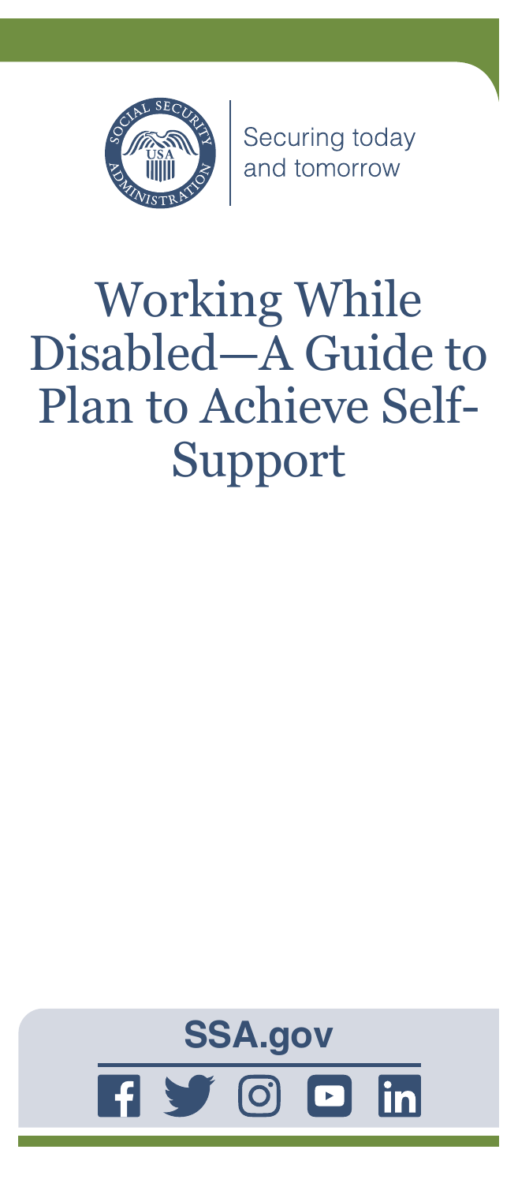Securing today and tomorrow

# Working While Disabled—A Guide to Plan to Achieve Self-Support

**SSA.gov**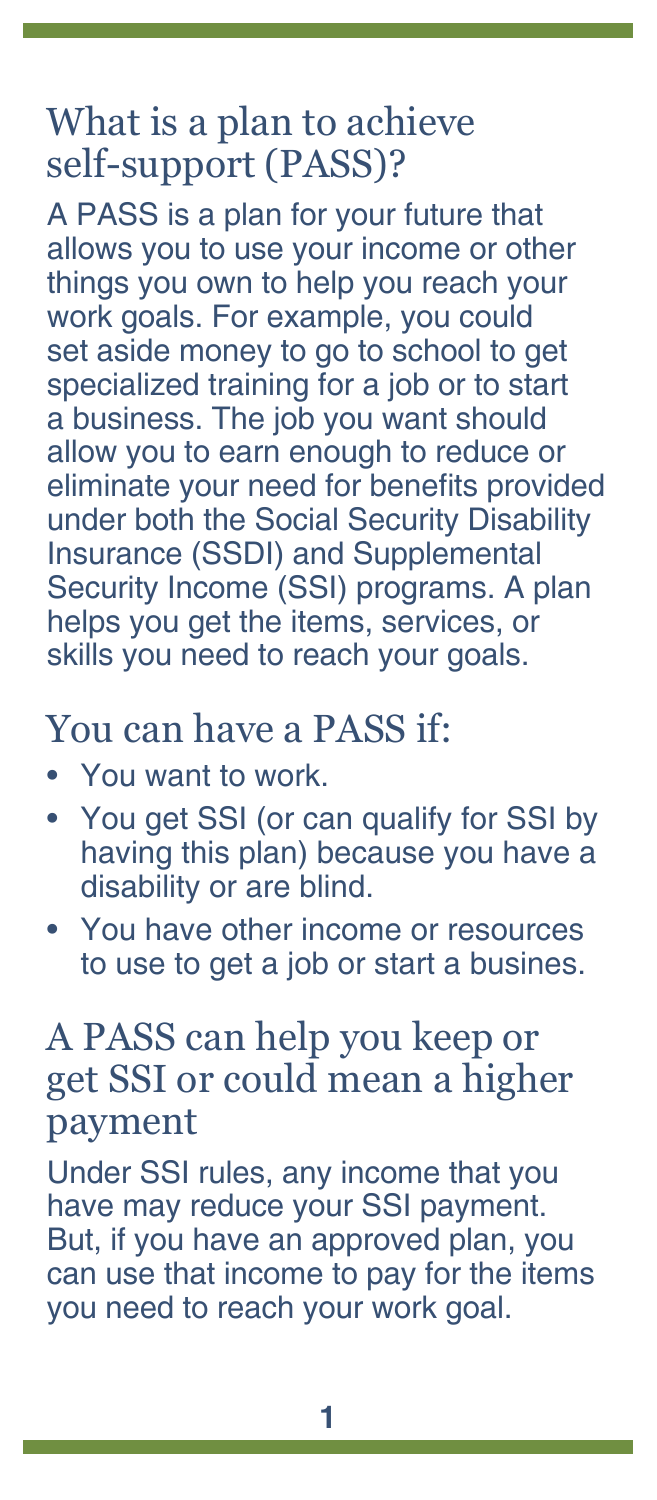## What is a plan to achieve self-support (PASS)?

A PASS is a plan for your future that allows you to use your income or other things you own to help you reach your work goals. For example, you could set aside money to go to school to get specialized training for a job or to start a business. The job you want should allow you to earn enough to reduce or eliminate your need for benefits provided under both the Social Security Disability Insurance (SSDI) and Supplemental Security Income (SSI) programs. A plan helps you get the items, services, or skills you need to reach your goals.

## You can have a PASS if:

- You want to work.
- You get SSI (or can qualify for SSI by having this plan) because you have a disability or are blind.
- You have other income or resources to use to get a job or start a busines.

## A PASS can help you keep or get SSI or could mean a higher payment

Under SSI rules, any income that you have may reduce your SSI payment. But, if you have an approved plan, you can use that income to pay for the items you need to reach your work goal.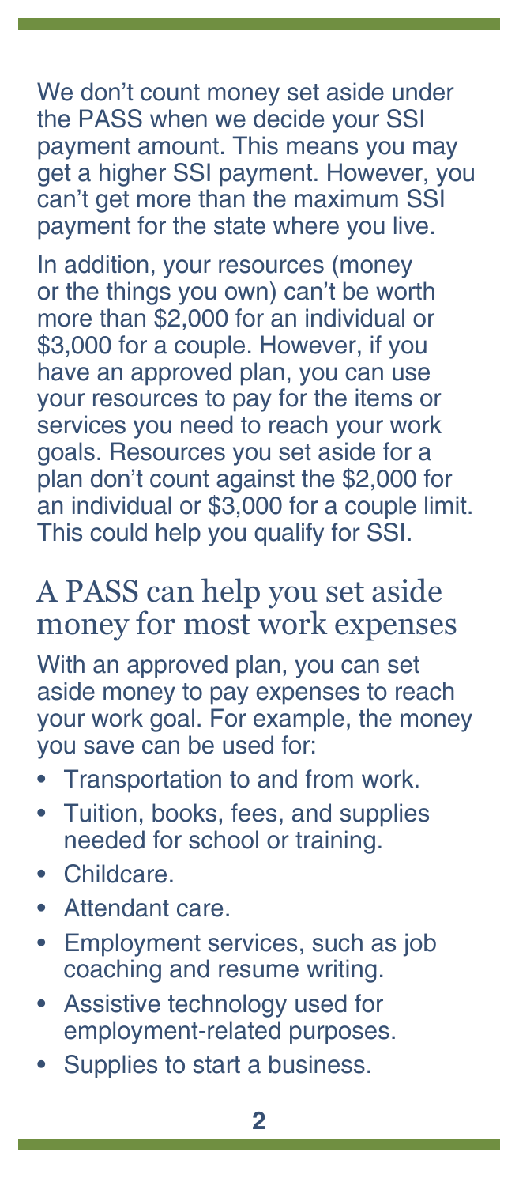We don't count money set aside under the PASS when we decide your SSI payment amount. This means you may get a higher SSI payment. However, you can't get more than the maximum SSI payment for the state where you live.

In addition, your resources (money or the things you own) can't be worth more than $2,000 for an individual or $3,000 for a couple. However, if you have an approved plan, you can use your resources to pay for the items or services you need to reach your work goals. Resources you set aside for a plan don't count against the $2,000 for an individual or $3,000 for a couple limit. This could help you qualify for SSI.

## A PASS can help you set aside money for most work expenses

With an approved plan, you can set aside money to pay expenses to reach your work goal. For example, the money you save can be used for:

- Transportation to and from work.
- Tuition, books, fees, and supplies needed for school or training.
- Childcare.
- Attendant care.
- Employment services, such as job coaching and resume writing.
- Assistive technology used for employment-related purposes.
- Supplies to start a business.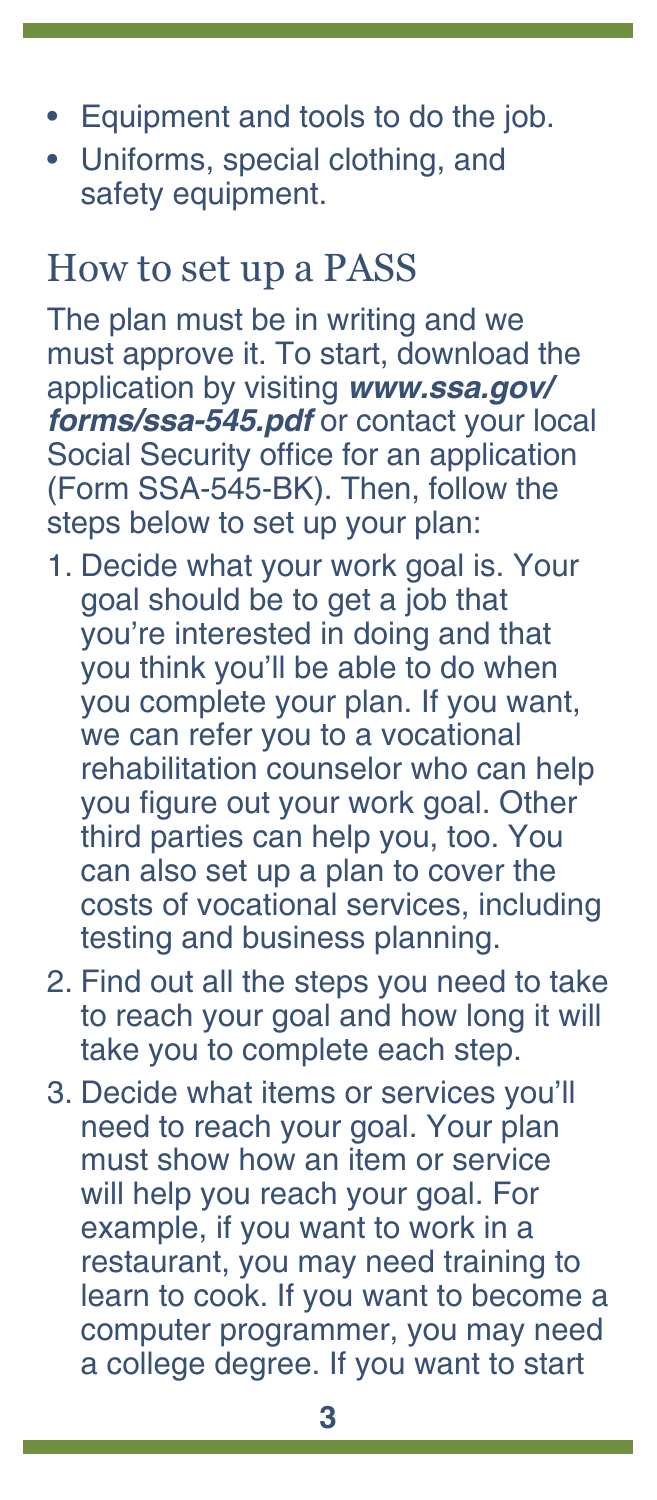- Equipment and tools to do the job.
- Uniforms, special clothing, and safety equipment.

## How to set up a PASS

The plan must be in writing and we must approve it. To start, download the application by visiting ***www.ssa.gov/forms/ssa-545.pdf*** or contact your local Social Security office for an application (Form SSA-545-BK). Then, follow the steps below to set up your plan:

1. Decide what your work goal is. Your goal should be to get a job that you're interested in doing and that you think you'll be able to do when you complete your plan. If you want, we can refer you to a vocational rehabilitation counselor who can help you figure out your work goal. Other third parties can help you, too. You can also set up a plan to cover the costs of vocational services, including testing and business planning.
2. Find out all the steps you need to take to reach your goal and how long it will take you to complete each step.
3. Decide what items or services you'll need to reach your goal. Your plan must show how an item or service will help you reach your goal. For example, if you want to work in a restaurant, you may need training to learn to cook. If you want to become a computer programmer, you may need a college degree. If you want to start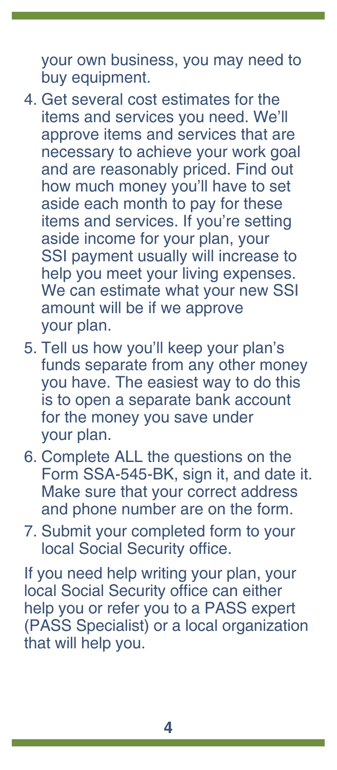your own business, you may need to buy equipment.

4. Get several cost estimates for the items and services you need. We'll approve items and services that are necessary to achieve your work goal and are reasonably priced. Find out how much money you'll have to set aside each month to pay for these items and services. If you're setting aside income for your plan, your SSI payment usually will increase to help you meet your living expenses. We can estimate what your new SSI amount will be if we approve your plan.
5. Tell us how you'll keep your plan's funds separate from any other money you have. The easiest way to do this is to open a separate bank account for the money you save under your plan.
6. Complete ALL the questions on the Form SSA-545-BK, sign it, and date it. Make sure that your correct address and phone number are on the form.
7. Submit your completed form to your local Social Security office.

If you need help writing your plan, your local Social Security office can either help you or refer you to a PASS expert (PASS Specialist) or a local organization that will help you.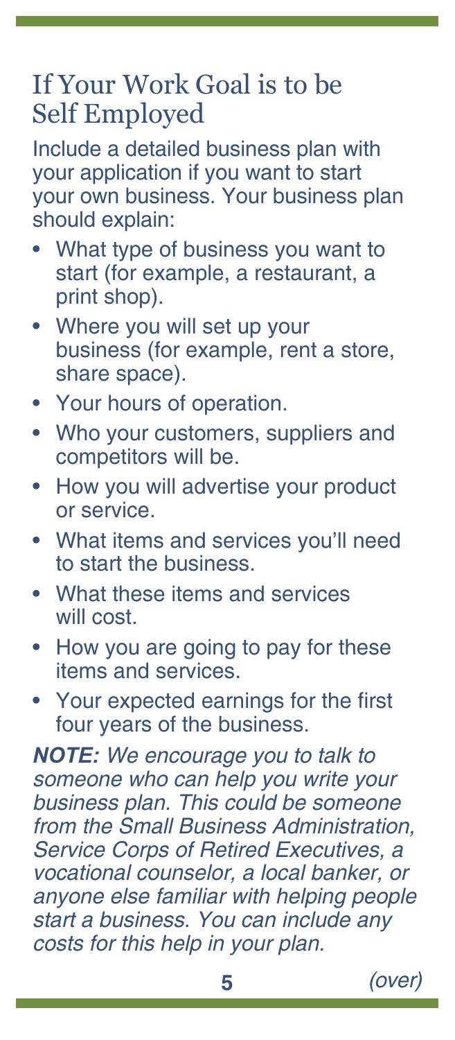## If Your Work Goal is to be Self Employed

Include a detailed business plan with your application if you want to start your own business. Your business plan should explain:

- What type of business you want to start (for example, a restaurant, a print shop).
- Where you will set up your business (for example, rent a store, share space).
- Your hours of operation.
- Who your customers, suppliers and competitors will be.
- How you will advertise your product or service.
- What items and services you'll need to start the business.
- What these items and services will cost.
- How you are going to pay for these items and services.
- Your expected earnings for the first four years of the business.

***NOTE:*** *We encourage you to talk to someone who can help you write your business plan. This could be someone from the Small Business Administration, Service Corps of Retired Executives, a vocational counselor, a local banker, or anyone else familiar with helping people start a business. You can include any costs for this help in your plan.*

*(over)*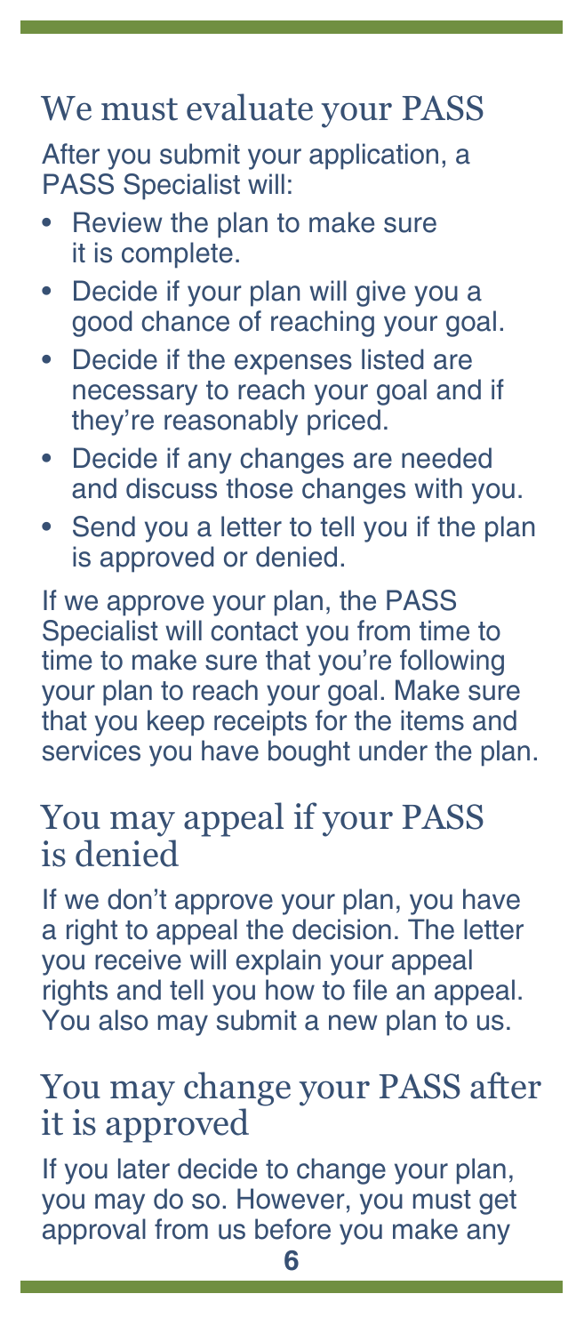## We must evaluate your PASS

After you submit your application, a PASS Specialist will:

- Review the plan to make sure it is complete.
- Decide if your plan will give you a good chance of reaching your goal.
- Decide if the expenses listed are necessary to reach your goal and if they're reasonably priced.
- Decide if any changes are needed and discuss those changes with you.
- Send you a letter to tell you if the plan is approved or denied.

If we approve your plan, the PASS Specialist will contact you from time to time to make sure that you're following your plan to reach your goal. Make sure that you keep receipts for the items and services you have bought under the plan.

## You may appeal if your PASS is denied

If we don't approve your plan, you have a right to appeal the decision. The letter you receive will explain your appeal rights and tell you how to file an appeal. You also may submit a new plan to us.

## You may change your PASS after it is approved

If you later decide to change your plan, you may do so. However, you must get approval from us before you make any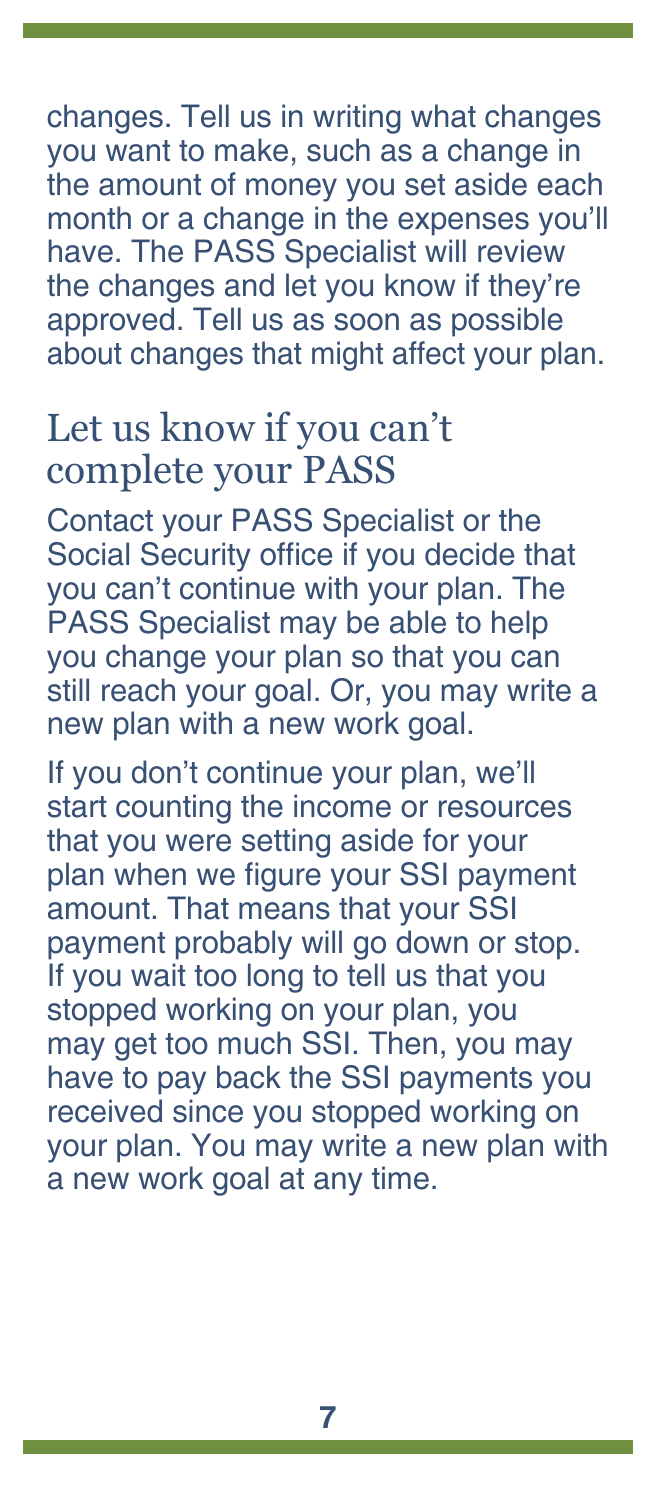changes. Tell us in writing what changes you want to make, such as a change in the amount of money you set aside each month or a change in the expenses you'll have. The PASS Specialist will review the changes and let you know if they're approved. Tell us as soon as possible about changes that might affect your plan.

## Let us know if you can't complete your PASS

Contact your PASS Specialist or the Social Security office if you decide that you can't continue with your plan. The PASS Specialist may be able to help you change your plan so that you can still reach your goal. Or, you may write a new plan with a new work goal.

If you don't continue your plan, we'll start counting the income or resources that you were setting aside for your plan when we figure your SSI payment amount. That means that your SSI payment probably will go down or stop. If you wait too long to tell us that you stopped working on your plan, you may get too much SSI. Then, you may have to pay back the SSI payments you received since you stopped working on your plan. You may write a new plan with a new work goal at any time.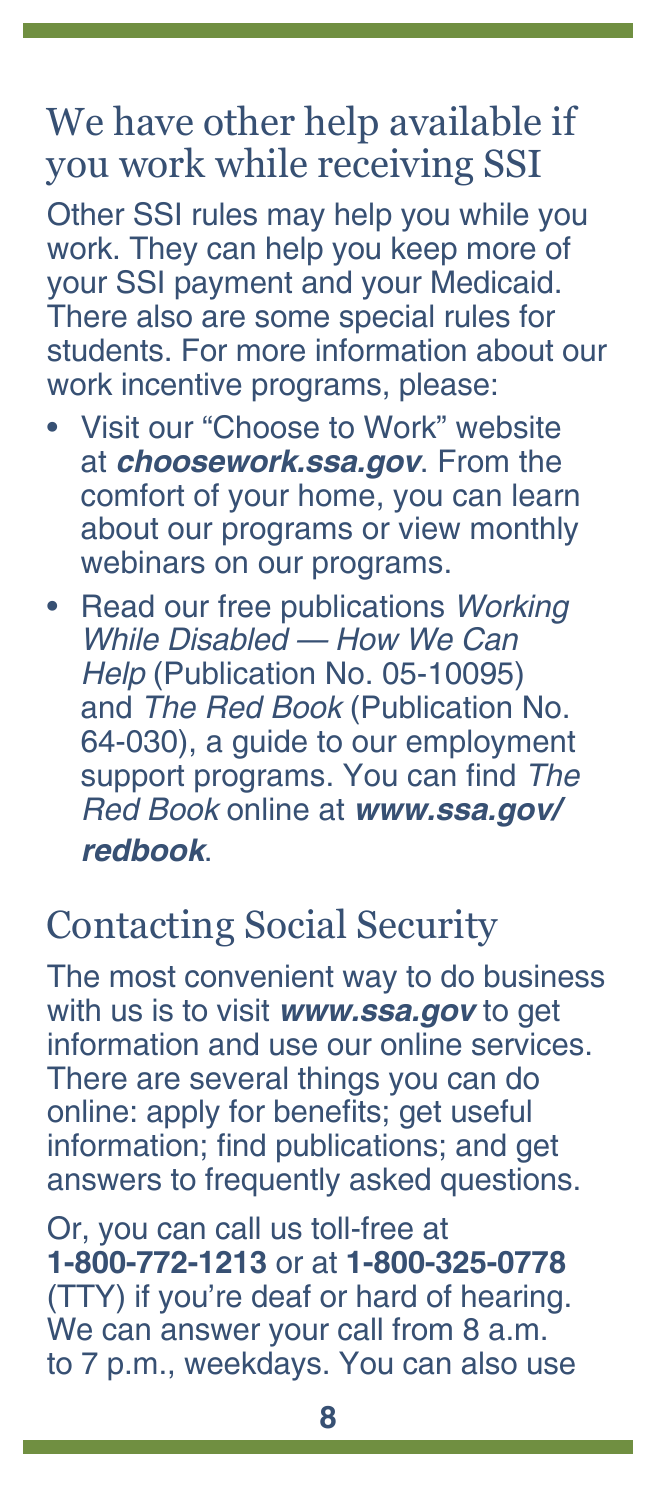## We have other help available if you work while receiving SSI

Other SSI rules may help you while you work. They can help you keep more of your SSI payment and your Medicaid. There also are some special rules for students. For more information about our work incentive programs, please:

- Visit our "Choose to Work" website at ***choosework.ssa.gov***. From the comfort of your home, you can learn about our programs or view monthly webinars on our programs.
- Read our free publications *Working While Disabled — How We Can Help* (Publication No. 05-10095) and *The Red Book* (Publication No. 64-030), a guide to our employment support programs. You can find *The Red Book* online at ***www.ssa.gov/redbook***.

## Contacting Social Security

The most convenient way to do business with us is to visit ***www.ssa.gov*** to get information and use our online services. There are several things you can do online: apply for benefits; get useful information; find publications; and get answers to frequently asked questions.

Or, you can call us toll-free at **1-800-772-1213** or at **1-800-325-0778** (TTY) if you're deaf or hard of hearing. We can answer your call from 8 a.m. to 7 p.m., weekdays. You can also use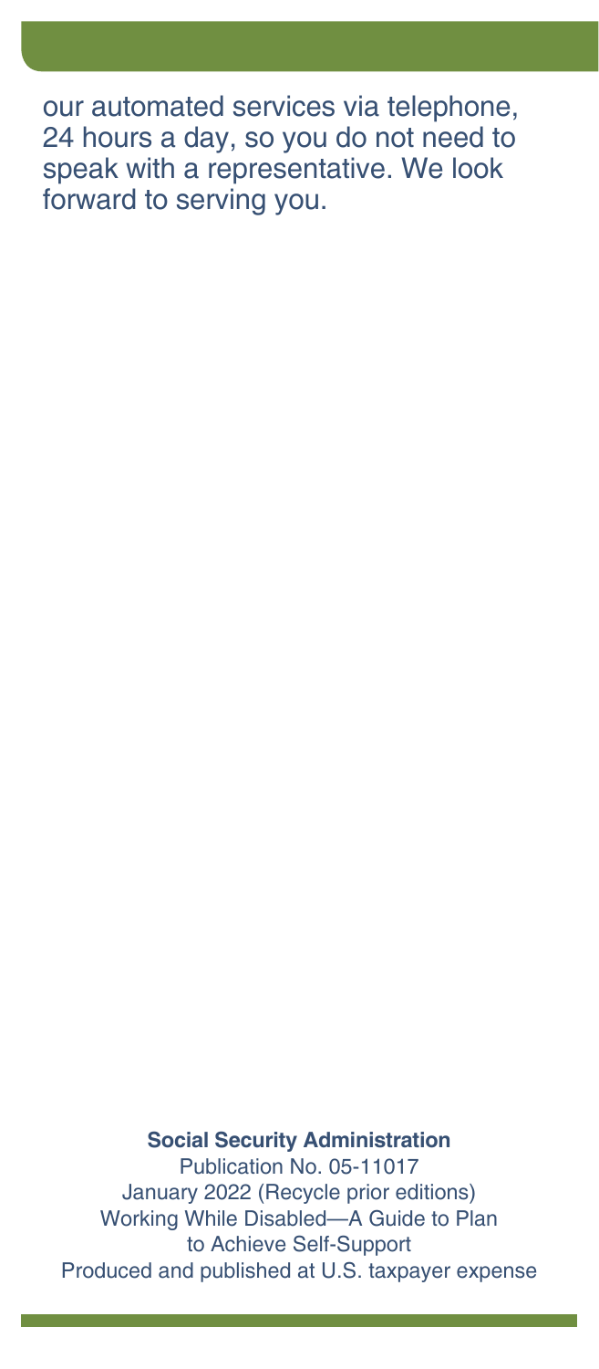our automated services via telephone, 24 hours a day, so you do not need to speak with a representative. We look forward to serving you.

**Social Security Administration**

Publication No. 05-11017

January 2022 (Recycle prior editions)

Working While Disabled—A Guide to Plan to Achieve Self-Support

Produced and published at U.S. taxpayer expense